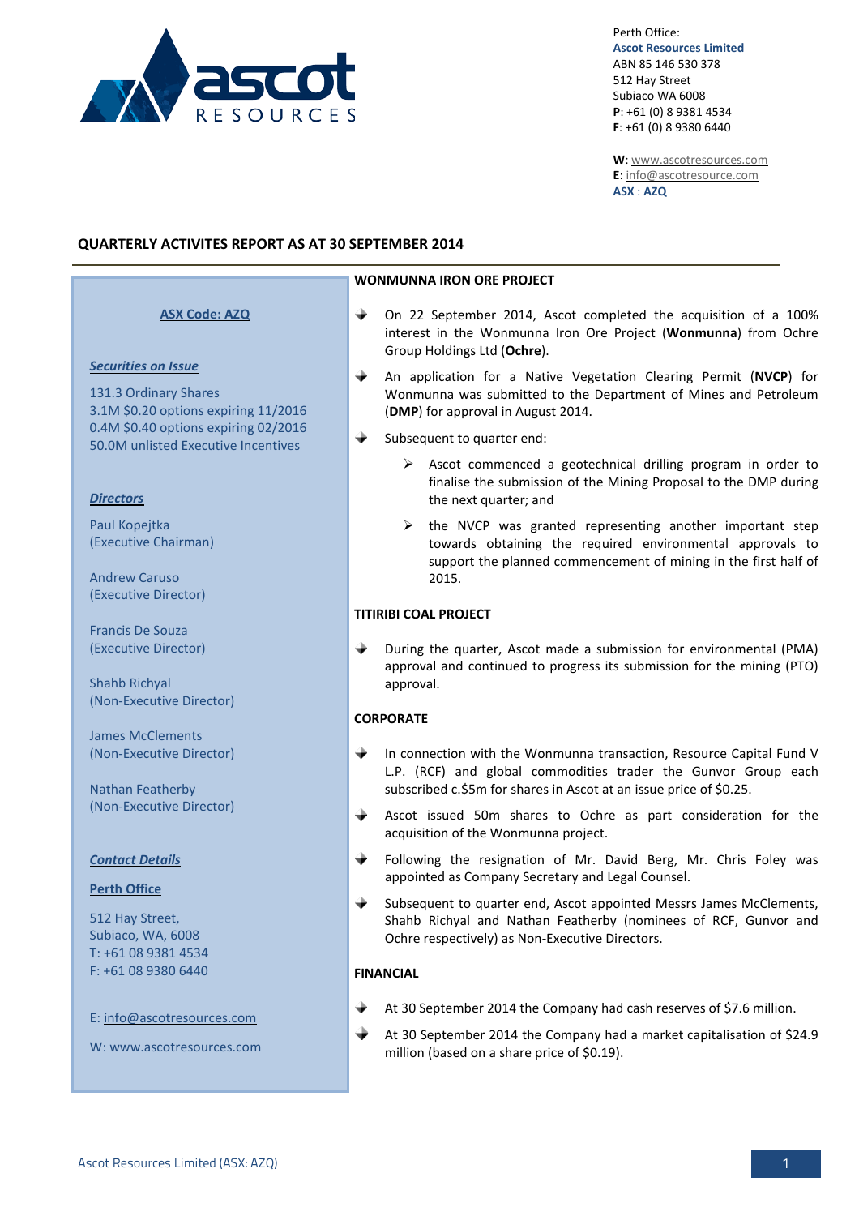Perth Office:
**Ascot Resources Limited**
ABN 85 146 530 378
512 Hay Street
Subiaco WA 6008
**P**: +61 (0) 8 9381 4534
**F**: +61 (0) 8 9380 6440

**W**: www.ascotresources.com
**E**: info@ascotresource.com
**ASX** : **AZQ**

# QUARTERLY ACTIVITES REPORT AS AT 30 SEPTEMBER 2014

**ASX Code: AZQ**

***Securities on Issue***

131.3 Ordinary Shares
3.1M $0.20 options expiring 11/2016
0.4M $0.40 options expiring 02/2016
50.0M unlisted Executive Incentives

***Directors***

Paul Kopejtka
(Executive Chairman)

Andrew Caruso
(Executive Director)

Francis De Souza
(Executive Director)

Shahb Richyal
(Non-Executive Director)

James McClements
(Non-Executive Director)

Nathan Featherby
(Non-Executive Director)

***Contact Details***

**Perth Office**

512 Hay Street,
Subiaco, WA, 6008
T: +61 08 9381 4534
F: +61 08 9380 6440

E: info@ascotresources.com

W: www.ascotresources.com

## WONMUNNA IRON ORE PROJECT

- On 22 September 2014, Ascot completed the acquisition of a 100% interest in the Wonmunna Iron Ore Project (**Wonmunna**) from Ochre Group Holdings Ltd (**Ochre**).
- An application for a Native Vegetation Clearing Permit (**NVCP**) for Wonmunna was submitted to the Department of Mines and Petroleum (**DMP**) for approval in August 2014.
- Subsequent to quarter end:
  - Ascot commenced a geotechnical drilling program in order to finalise the submission of the Mining Proposal to the DMP during the next quarter; and
  - the NVCP was granted representing another important step towards obtaining the required environmental approvals to support the planned commencement of mining in the first half of 2015.

## TITIRIBI COAL PROJECT

- During the quarter, Ascot made a submission for environmental (PMA) approval and continued to progress its submission for the mining (PTO) approval.

## CORPORATE

- In connection with the Wonmunna transaction, Resource Capital Fund V L.P. (RCF) and global commodities trader the Gunvor Group each subscribed c.$5m for shares in Ascot at an issue price of $0.25.
- Ascot issued 50m shares to Ochre as part consideration for the acquisition of the Wonmunna project.
- Following the resignation of Mr. David Berg, Mr. Chris Foley was appointed as Company Secretary and Legal Counsel.
- Subsequent to quarter end, Ascot appointed Messrs James McClements, Shahb Richyal and Nathan Featherby (nominees of RCF, Gunvor and Ochre respectively) as Non-Executive Directors.

## FINANCIAL

- At 30 September 2014 the Company had cash reserves of $7.6 million.
- At 30 September 2014 the Company had a market capitalisation of $24.9 million (based on a share price of $0.19).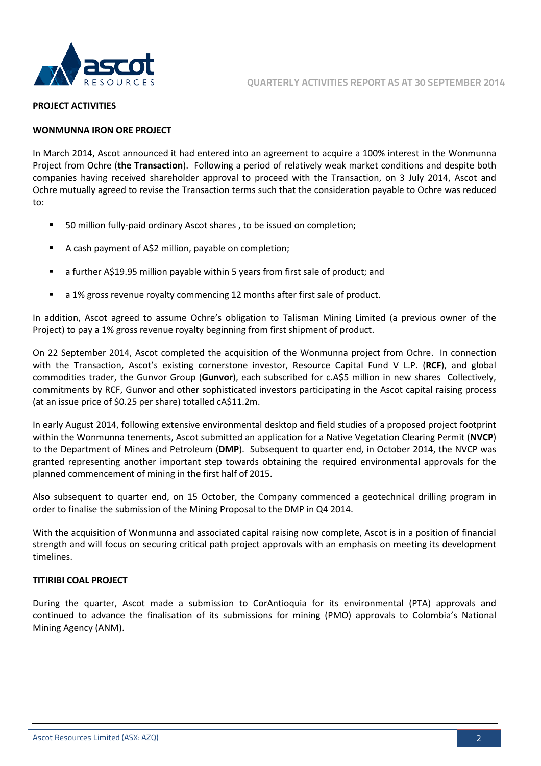## PROJECT ACTIVITIES

### WONMUNNA IRON ORE PROJECT

In March 2014, Ascot announced it had entered into an agreement to acquire a 100% interest in the Wonmunna Project from Ochre (**the Transaction**). Following a period of relatively weak market conditions and despite both companies having received shareholder approval to proceed with the Transaction, on 3 July 2014, Ascot and Ochre mutually agreed to revise the Transaction terms such that the consideration payable to Ochre was reduced to:

- 50 million fully-paid ordinary Ascot shares , to be issued on completion;
- A cash payment of A$2 million, payable on completion;
- a further A$19.95 million payable within 5 years from first sale of product; and
- a 1% gross revenue royalty commencing 12 months after first sale of product.

In addition, Ascot agreed to assume Ochre's obligation to Talisman Mining Limited (a previous owner of the Project) to pay a 1% gross revenue royalty beginning from first shipment of product.

On 22 September 2014, Ascot completed the acquisition of the Wonmunna project from Ochre. In connection with the Transaction, Ascot's existing cornerstone investor, Resource Capital Fund V L.P. (**RCF**), and global commodities trader, the Gunvor Group (**Gunvor**), each subscribed for c.A$5 million in new shares Collectively, commitments by RCF, Gunvor and other sophisticated investors participating in the Ascot capital raising process (at an issue price of $0.25 per share) totalled cA$11.2m.

In early August 2014, following extensive environmental desktop and field studies of a proposed project footprint within the Wonmunna tenements, Ascot submitted an application for a Native Vegetation Clearing Permit (**NVCP**) to the Department of Mines and Petroleum (**DMP**). Subsequent to quarter end, in October 2014, the NVCP was granted representing another important step towards obtaining the required environmental approvals for the planned commencement of mining in the first half of 2015.

Also subsequent to quarter end, on 15 October, the Company commenced a geotechnical drilling program in order to finalise the submission of the Mining Proposal to the DMP in Q4 2014.

With the acquisition of Wonmunna and associated capital raising now complete, Ascot is in a position of financial strength and will focus on securing critical path project approvals with an emphasis on meeting its development timelines.

### TITIRIBI COAL PROJECT

During the quarter, Ascot made a submission to CorAntioquia for its environmental (PTA) approvals and continued to advance the finalisation of its submissions for mining (PMO) approvals to Colombia's National Mining Agency (ANM).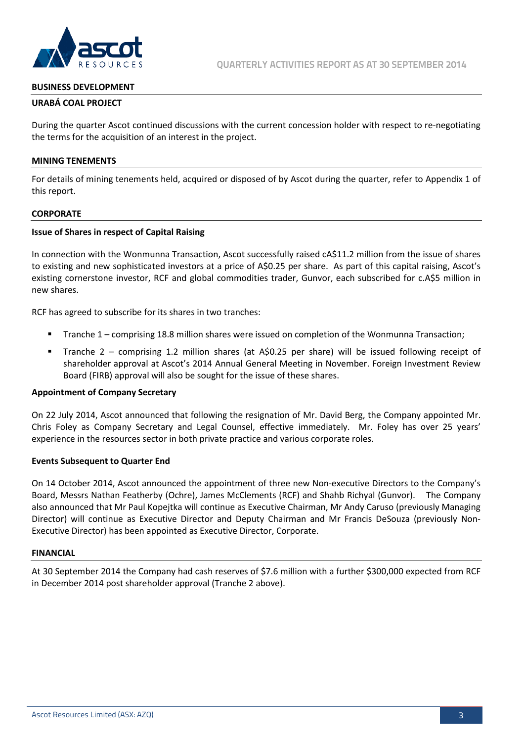## BUSINESS DEVELOPMENT

### URABÁ COAL PROJECT

During the quarter Ascot continued discussions with the current concession holder with respect to re-negotiating the terms for the acquisition of an interest in the project.

### MINING TENEMENTS

For details of mining tenements held, acquired or disposed of by Ascot during the quarter, refer to Appendix 1 of this report.

## CORPORATE

### Issue of Shares in respect of Capital Raising

In connection with the Wonmunna Transaction, Ascot successfully raised cA$11.2 million from the issue of shares to existing and new sophisticated investors at a price of A$0.25 per share. As part of this capital raising, Ascot's existing cornerstone investor, RCF and global commodities trader, Gunvor, each subscribed for c.A$5 million in new shares.

RCF has agreed to subscribe for its shares in two tranches:

- Tranche 1 – comprising 18.8 million shares were issued on completion of the Wonmunna Transaction;
- Tranche 2 – comprising 1.2 million shares (at A$0.25 per share) will be issued following receipt of shareholder approval at Ascot's 2014 Annual General Meeting in November. Foreign Investment Review Board (FIRB) approval will also be sought for the issue of these shares.

### Appointment of Company Secretary

On 22 July 2014, Ascot announced that following the resignation of Mr. David Berg, the Company appointed Mr. Chris Foley as Company Secretary and Legal Counsel, effective immediately. Mr. Foley has over 25 years' experience in the resources sector in both private practice and various corporate roles.

### Events Subsequent to Quarter End

On 14 October 2014, Ascot announced the appointment of three new Non-executive Directors to the Company's Board, Messrs Nathan Featherby (Ochre), James McClements (RCF) and Shahb Richyal (Gunvor). The Company also announced that Mr Paul Kopejtka will continue as Executive Chairman, Mr Andy Caruso (previously Managing Director) will continue as Executive Director and Deputy Chairman and Mr Francis DeSouza (previously Non-Executive Director) has been appointed as Executive Director, Corporate.

## FINANCIAL

At 30 September 2014 the Company had cash reserves of $7.6 million with a further $300,000 expected from RCF in December 2014 post shareholder approval (Tranche 2 above).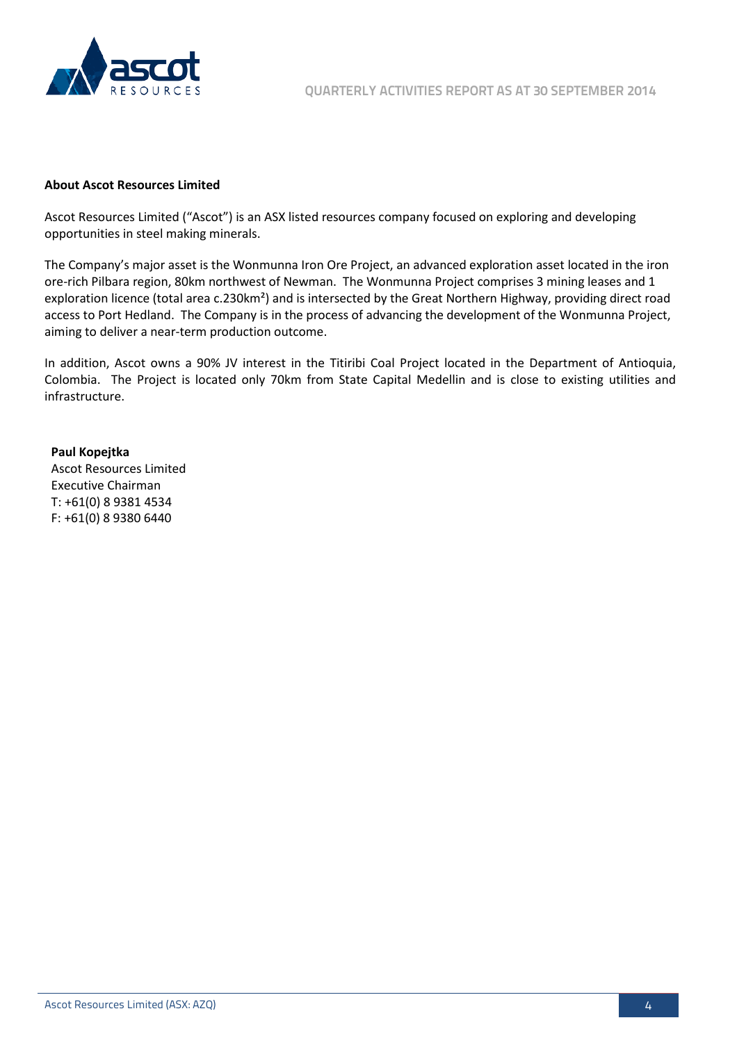**About Ascot Resources Limited**

Ascot Resources Limited ("Ascot") is an ASX listed resources company focused on exploring and developing opportunities in steel making minerals.

The Company's major asset is the Wonmunna Iron Ore Project, an advanced exploration asset located in the iron ore-rich Pilbara region, 80km northwest of Newman. The Wonmunna Project comprises 3 mining leases and 1 exploration licence (total area c.230km$^2$) and is intersected by the Great Northern Highway, providing direct road access to Port Hedland. The Company is in the process of advancing the development of the Wonmunna Project, aiming to deliver a near-term production outcome.

In addition, Ascot owns a 90% JV interest in the Titiribi Coal Project located in the Department of Antioquia, Colombia. The Project is located only 70km from State Capital Medellin and is close to existing utilities and infrastructure.

**Paul Kopejtka**
Ascot Resources Limited
Executive Chairman
T: +61(0) 8 9381 4534
F: +61(0) 8 9380 6440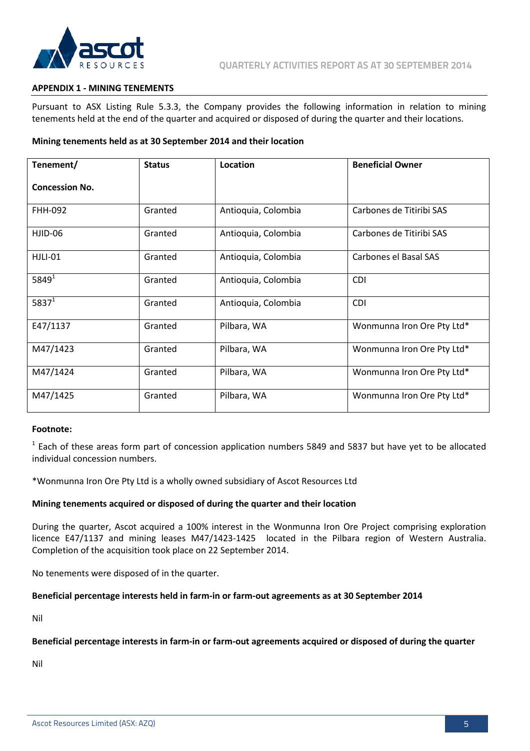## APPENDIX 1 - MINING TENEMENTS

Pursuant to ASX Listing Rule 5.3.3, the Company provides the following information in relation to mining tenements held at the end of the quarter and acquired or disposed of during the quarter and their locations.

**Mining tenements held as at 30 September 2014 and their location**

| Tenement/ Concession No. | Status | Location | Beneficial Owner |
|---|---|---|---|
| FHH-092 | Granted | Antioquia, Colombia | Carbones de Titiribi SAS |
| HJID-06 | Granted | Antioquia, Colombia | Carbones de Titiribi SAS |
| HJLI-01 | Granted | Antioquia, Colombia | Carbones el Basal SAS |
| 5849[1] | Granted | Antioquia, Colombia | CDI |
| 5837[1] | Granted | Antioquia, Colombia | CDI |
| E47/1137 | Granted | Pilbara, WA | Wonmunna Iron Ore Pty Ltd* |
| M47/1423 | Granted | Pilbara, WA | Wonmunna Iron Ore Pty Ltd* |
| M47/1424 | Granted | Pilbara, WA | Wonmunna Iron Ore Pty Ltd* |
| M47/1425 | Granted | Pilbara, WA | Wonmunna Iron Ore Pty Ltd* |

**Footnote:**

[1] Each of these areas form part of concession application numbers 5849 and 5837 but have yet to be allocated individual concession numbers.

*Wonmunna Iron Ore Pty Ltd is a wholly owned subsidiary of Ascot Resources Ltd

**Mining tenements acquired or disposed of during the quarter and their location**

During the quarter, Ascot acquired a 100% interest in the Wonmunna Iron Ore Project comprising exploration licence E47/1137 and mining leases M47/1423-1425 located in the Pilbara region of Western Australia. Completion of the acquisition took place on 22 September 2014.

No tenements were disposed of in the quarter.

**Beneficial percentage interests held in farm-in or farm-out agreements as at 30 September 2014**

Nil

**Beneficial percentage interests in farm-in or farm-out agreements acquired or disposed of during the quarter**

Nil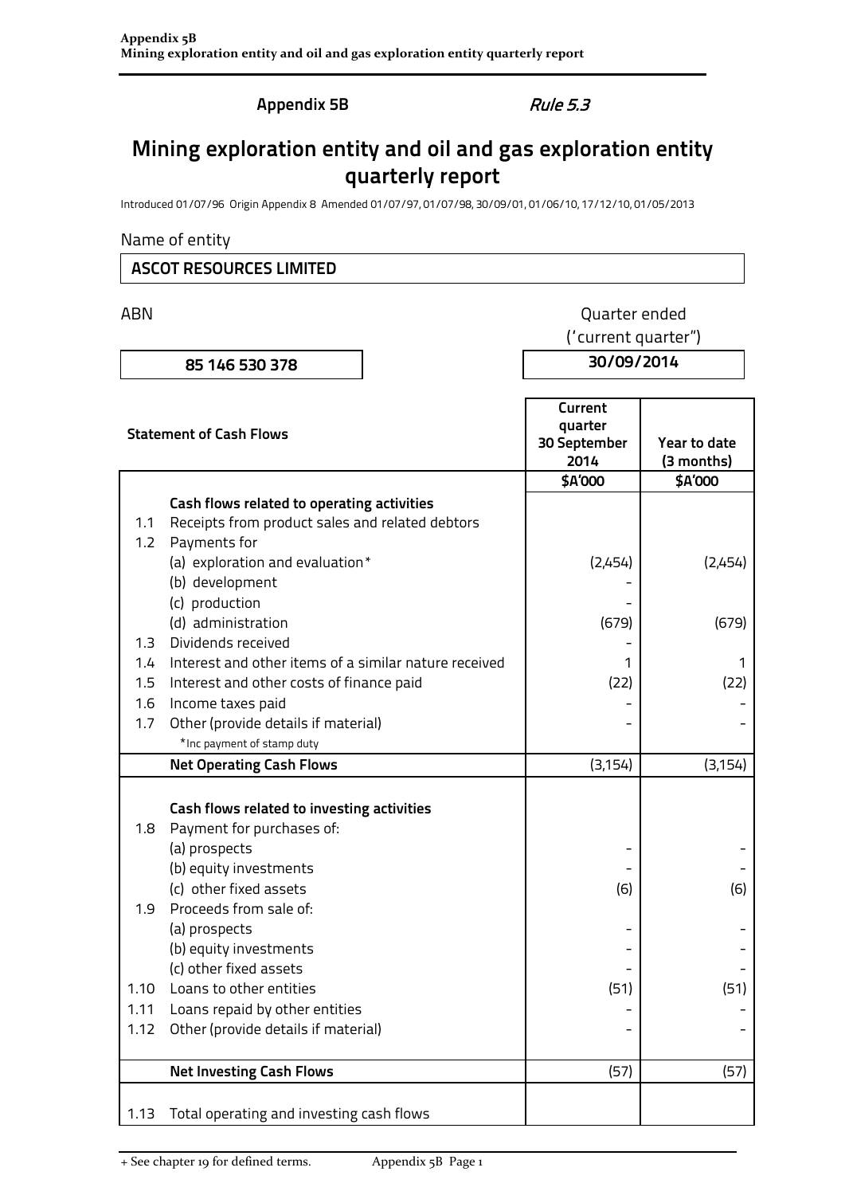**Appendix 5B** *Rule 5.3*

# Mining exploration entity and oil and gas exploration entity quarterly report

Introduced 01/07/96 Origin Appendix 8 Amended 01/07/97, 01/07/98, 30/09/01, 01/06/10, 17/12/10, 01/05/2013

Name of entity

| ASCOT RESOURCES LIMITED |
|---|

| ABN | Quarter ended ('current quarter") |
|---|---|
| 85 146 530 378 | 30/09/2014 |

| | Statement of Cash Flows | Current quarter 30 September 2014 | Year to date (3 months) |
|---|---|---|---|
| | | $A'000 | $A'000 |
| | **Cash flows related to operating activities** | | |
| 1.1 | Receipts from product sales and related debtors | | |
| 1.2 | Payments for | | |
| | (a) exploration and evaluation* | (2,454) | (2,454) |
| | (b) development | - | |
| | (c) production | - | |
| | (d) administration | (679) | (679) |
| 1.3 | Dividends received | - | |
| 1.4 | Interest and other items of a similar nature received | 1 | 1 |
| 1.5 | Interest and other costs of finance paid | (22) | (22) |
| 1.6 | Income taxes paid | - | - |
| 1.7 | Other (provide details if material) | - | - |
| | *Inc payment of stamp duty | | |
| | **Net Operating Cash Flows** | (3,154) | (3,154) |
| | **Cash flows related to investing activities** | | |
| 1.8 | Payment for purchases of: | | |
| | (a) prospects | - | - |
| | (b) equity investments | - | - |
| | (c) other fixed assets | (6) | (6) |
| 1.9 | Proceeds from sale of: | | |
| | (a) prospects | - | - |
| | (b) equity investments | - | - |
| | (c) other fixed assets | - | - |
| 1.10 | Loans to other entities | (51) | (51) |
| 1.11 | Loans repaid by other entities | - | - |
| 1.12 | Other (provide details if material) | - | - |
| | **Net Investing Cash Flows** | (57) | (57) |
| 1.13 | Total operating and investing cash flows | | |

+ See chapter 19 for defined terms.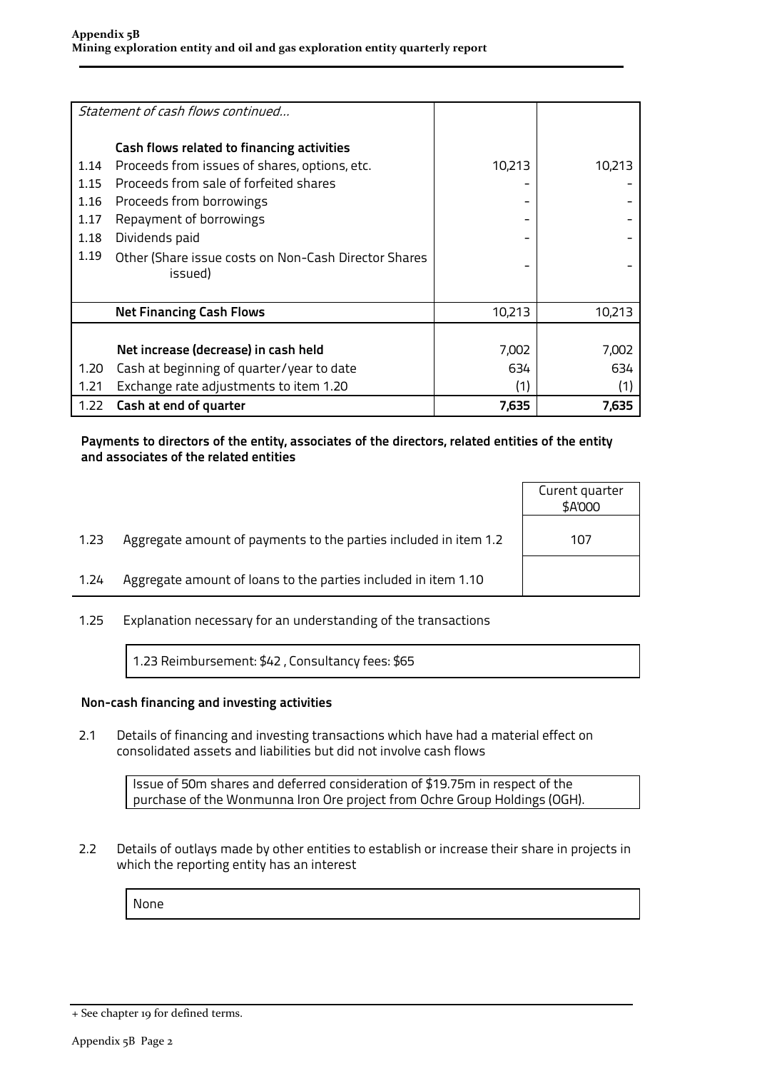| | *Statement of cash flows continued…* | | |
|---|---|---|---|
| | **Cash flows related to financing activities** | | |
| 1.14 | Proceeds from issues of shares, options, etc. | 10,213 | 10,213 |
| 1.15 | Proceeds from sale of forfeited shares | - | - |
| 1.16 | Proceeds from borrowings | - | - |
| 1.17 | Repayment of borrowings | - | - |
| 1.18 | Dividends paid | - | - |
| 1.19 | Other (Share issue costs on Non-Cash Director Shares issued) | - | - |
| | **Net Financing Cash Flows** | 10,213 | 10,213 |
| | **Net increase (decrease) in cash held** | 7,002 | 7,002 |
| 1.20 | Cash at beginning of quarter/year to date | 634 | 634 |
| 1.21 | Exchange rate adjustments to item 1.20 | (1) | (1) |
| 1.22 | **Cash at end of quarter** | **7,635** | **7,635** |

**Payments to directors of the entity, associates of the directors, related entities of the entity and associates of the related entities**

| | | Curent quarter $A'000 |
|---|---|---|
| 1.23 | Aggregate amount of payments to the parties included in item 1.2 | 107 |
| 1.24 | Aggregate amount of loans to the parties included in item 1.10 | |

1.25 Explanation necessary for an understanding of the transactions

1.23 Reimbursement: $42 , Consultancy fees: $65

**Non-cash financing and investing activities**

2.1 Details of financing and investing transactions which have had a material effect on consolidated assets and liabilities but did not involve cash flows

Issue of 50m shares and deferred consideration of $19.75m in respect of the purchase of the Wonmunna Iron Ore project from Ochre Group Holdings (OGH).

2.2 Details of outlays made by other entities to establish or increase their share in projects in which the reporting entity has an interest

None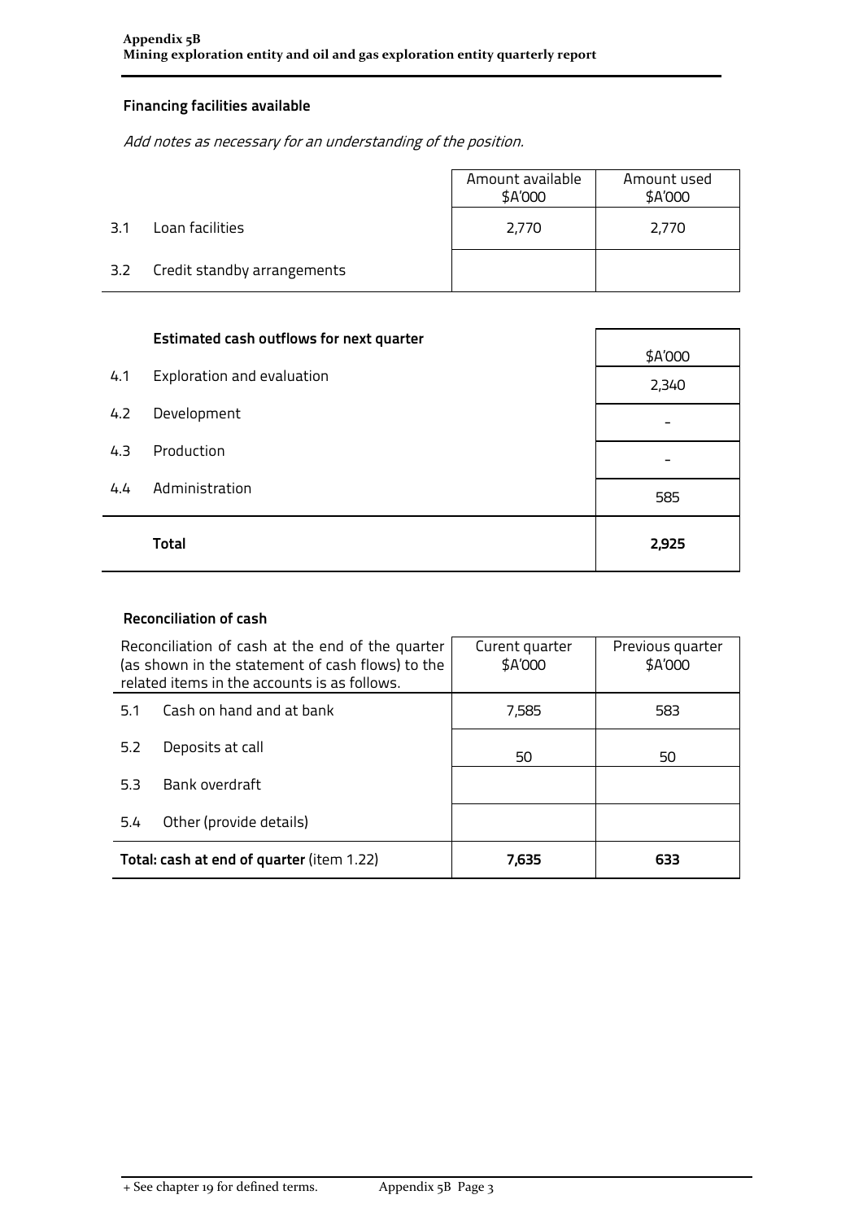## Financing facilities available

*Add notes as necessary for an understanding of the position.*

| | | Amount available $A'000 | Amount used $A'000 |
|---|---|---|---|
| 3.1 | Loan facilities | 2,770 | 2,770 |
| 3.2 | Credit standby arrangements | | |

| | Estimated cash outflows for next quarter | $A'000 |
|---|---|---|
| 4.1 | Exploration and evaluation | 2,340 |
| 4.2 | Development | - |
| 4.3 | Production | - |
| 4.4 | Administration | 585 |
| | **Total** | **2,925** |

## Reconciliation of cash

| Reconciliation of cash at the end of the quarter (as shown in the statement of cash flows) to the related items in the accounts is as follows. | | Curent quarter $A'000 | Previous quarter $A'000 |
|---|---|---|---|
| 5.1 | Cash on hand and at bank | 7,585 | 583 |
| 5.2 | Deposits at call | 50 | 50 |
| 5.3 | Bank overdraft | | |
| 5.4 | Other (provide details) | | |
| **Total: cash at end of quarter** (item 1.22) | | **7,635** | **633** |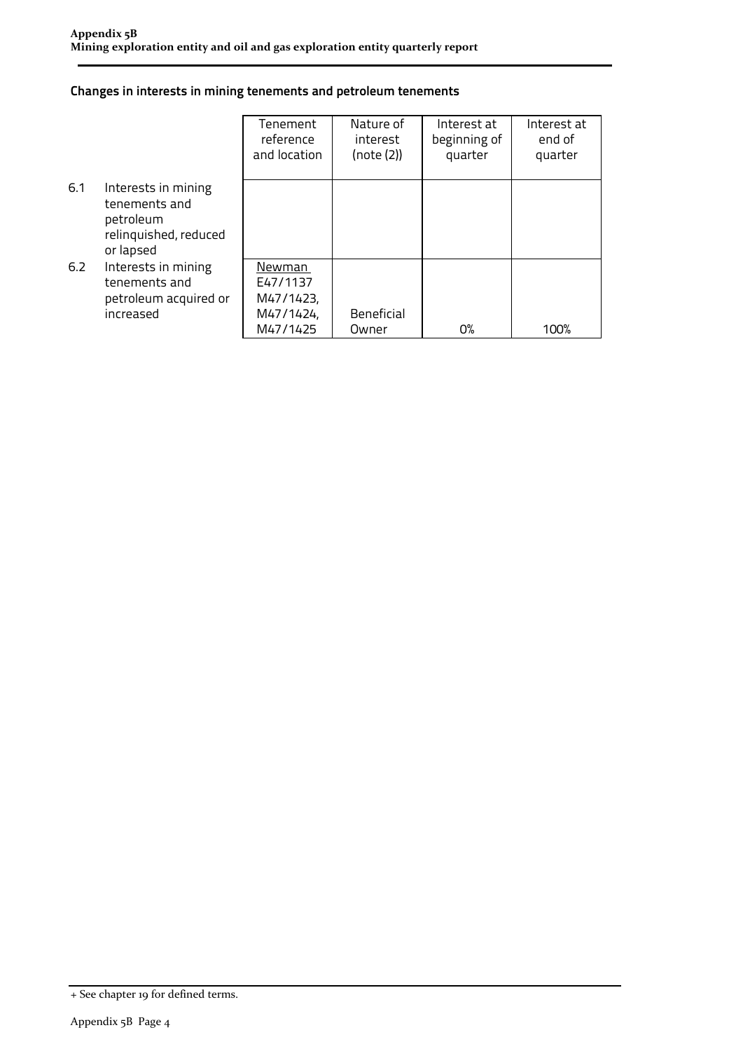## Changes in interests in mining tenements and petroleum tenements

| | | Tenement reference and location | Nature of interest (note (2)) | Interest at beginning of quarter | Interest at end of quarter |
|---|---|---|---|---|---|
| 6.1 | Interests in mining tenements and petroleum relinquished, reduced or lapsed | | | | |
| 6.2 | Interests in mining tenements and petroleum acquired or increased | Newman E47/1137 M47/1423, M47/1424, M47/1425 | Beneficial Owner | 0% | 100% |

+ See chapter 19 for defined terms.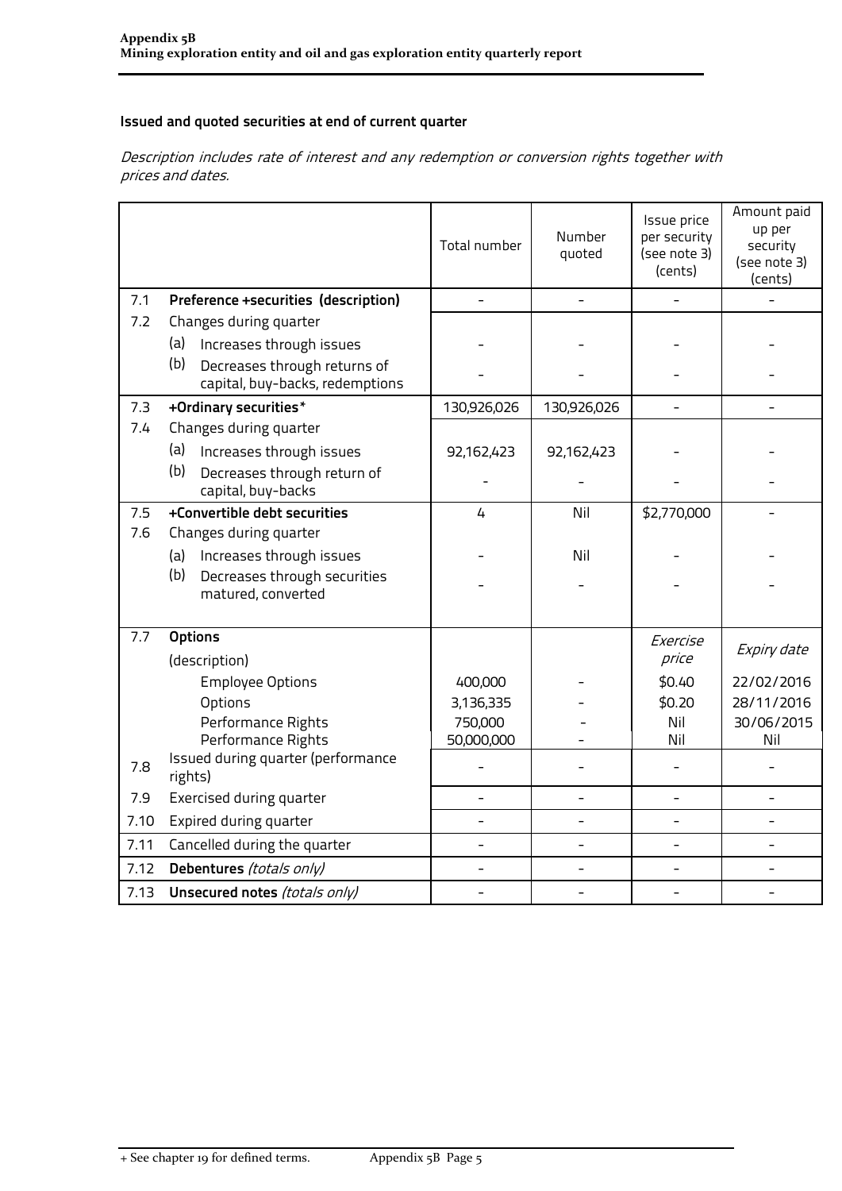### Issued and quoted securities at end of current quarter

*Description includes rate of interest and any redemption or conversion rights together with prices and dates.*

| | | Total number | Number quoted | Issue price per security (see note 3) (cents) | Amount paid up per security (see note 3) (cents) |
|---|---|---|---|---|---|
| 7.1 | **Preference +securities (description)** | - | - | - | - |
| 7.2 | Changes during quarter | | | | |
| | (a) Increases through issues | - | - | - | - |
| | (b) Decreases through returns of capital, buy-backs, redemptions | - | - | - | - |
| 7.3 | **+Ordinary securities*** | 130,926,026 | 130,926,026 | - | - |
| 7.4 | Changes during quarter | | | | |
| | (a) Increases through issues | 92,162,423 | 92,162,423 | - | - |
| | (b) Decreases through return of capital, buy-backs | - | - | - | - |
| 7.5 | **+Convertible debt securities** | 4 | Nil | $2,770,000 | - |
| 7.6 | Changes during quarter | | | | |
| | (a) Increases through issues | - | Nil | - | - |
| | (b) Decreases through securities matured, converted | - | - | - | - |
| 7.7 | **Options** (description) | | | *Exercise price* | *Expiry date* |
| | Employee Options | 400,000 | - | $0.40 | 22/02/2016 |
| | Options | 3,136,335 | - | $0.20 | 28/11/2016 |
| | Performance Rights | 750,000 | - | Nil | 30/06/2015 |
| | Performance Rights | 50,000,000 | - | Nil | Nil |
| 7.8 | Issued during quarter (performance rights) | - | - | - | - |
| 7.9 | Exercised during quarter | - | - | - | - |
| 7.10 | Expired during quarter | - | - | - | - |
| 7.11 | Cancelled during the quarter | - | - | - | - |
| 7.12 | **Debentures** *(totals only)* | - | - | - | - |
| 7.13 | **Unsecured notes** *(totals only)* | - | - | - | - |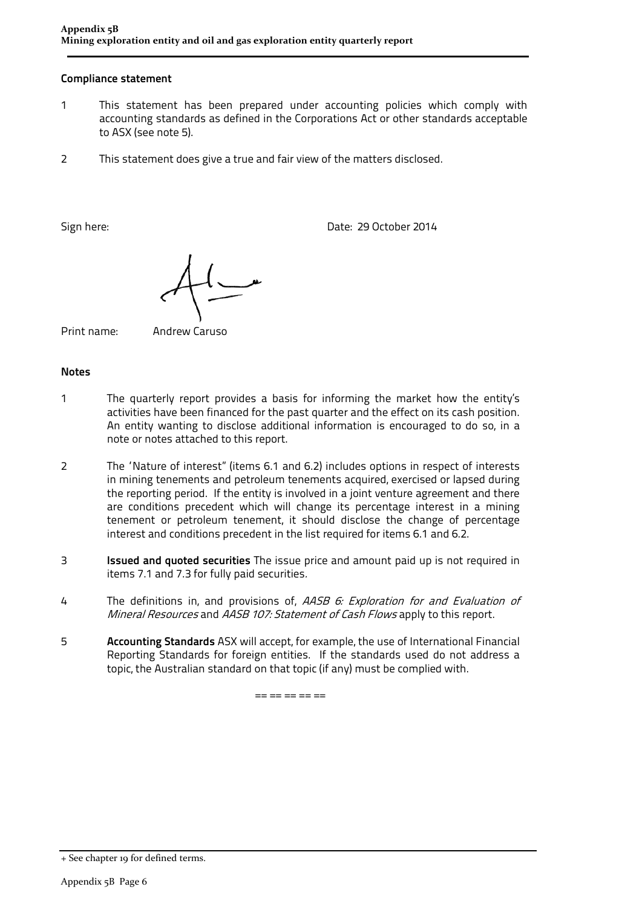**Compliance statement**

1. This statement has been prepared under accounting policies which comply with accounting standards as defined in the Corporations Act or other standards acceptable to ASX (see note 5).

2. This statement does give a true and fair view of the matters disclosed.

Sign here: Date: 29 October 2014

Print name: Andrew Caruso

**Notes**

1. The quarterly report provides a basis for informing the market how the entity's activities have been financed for the past quarter and the effect on its cash position. An entity wanting to disclose additional information is encouraged to do so, in a note or notes attached to this report.

2. The 'Nature of interest" (items 6.1 and 6.2) includes options in respect of interests in mining tenements and petroleum tenements acquired, exercised or lapsed during the reporting period. If the entity is involved in a joint venture agreement and there are conditions precedent which will change its percentage interest in a mining tenement or petroleum tenement, it should disclose the change of percentage interest and conditions precedent in the list required for items 6.1 and 6.2.

3. **Issued and quoted securities** The issue price and amount paid up is not required in items 7.1 and 7.3 for fully paid securities.

4. The definitions in, and provisions of, *AASB 6: Exploration for and Evaluation of Mineral Resources* and *AASB 107: Statement of Cash Flows* apply to this report.

5. **Accounting Standards** ASX will accept, for example, the use of International Financial Reporting Standards for foreign entities. If the standards used do not address a topic, the Australian standard on that topic (if any) must be complied with.

== == == == ==

+ See chapter 19 for defined terms.